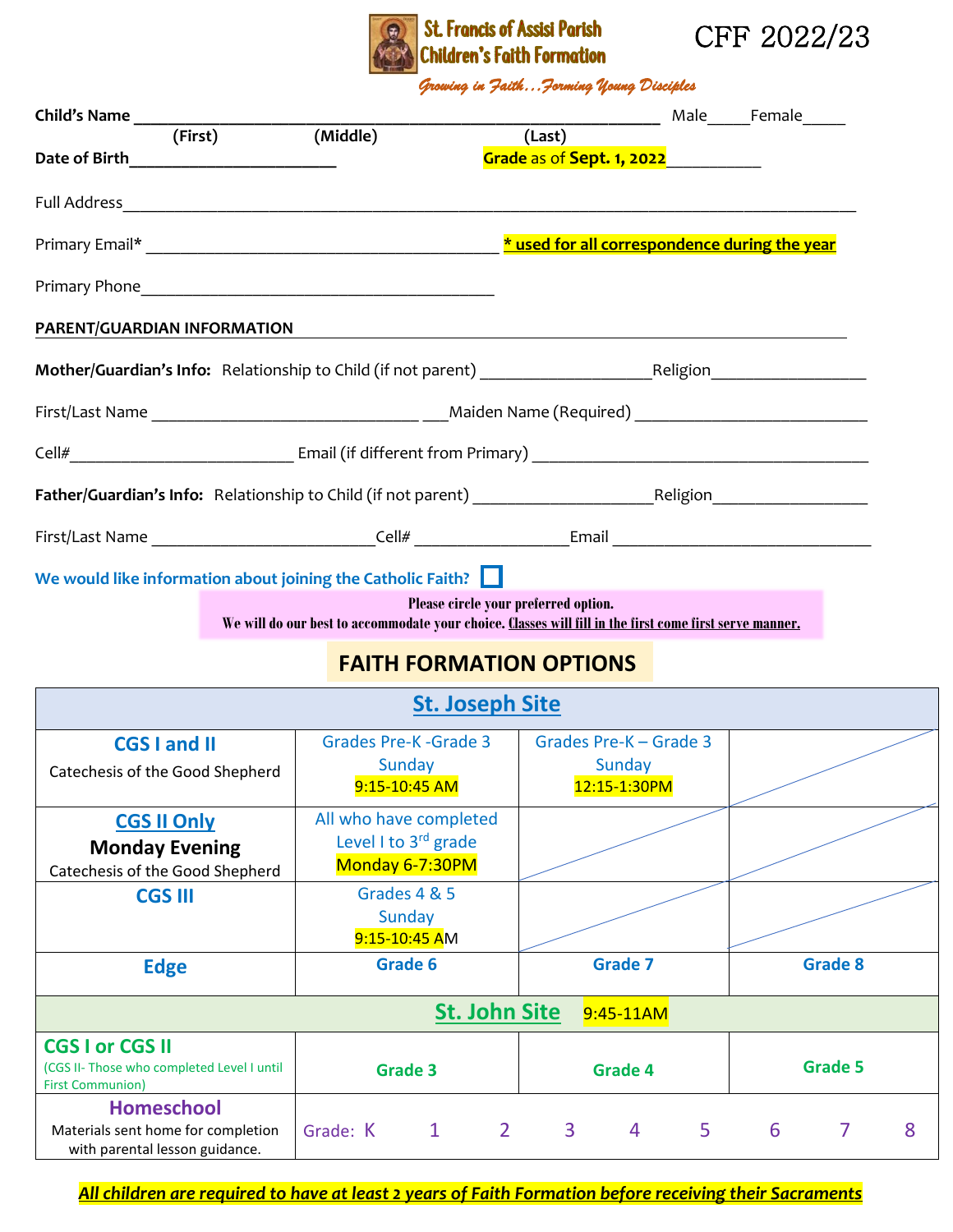# St. Francis of Assisi Parish Children's Faith Formation

CFF 2022/23

*Growing in Faith…Forming Young Disciples*

**Child's Name** ______________________________________________ Male_____Female_____
**(First)** **(Middle)** **(Last)**

**Date of Birth**______________________ **Grade as of Sept. 1, 2022**__________

Full Address______________________________________________________________

Primary Email* _____________________________________ **<u>* used for all correspondence during the year</u>**

Primary Phone_____________________________________

**PARENT/GUARDIAN INFORMATION**

**Mother/Guardian's Info:** Relationship to Child (if not parent) __________________Religion________________

First/Last Name _____________________________ ___Maiden Name (Required) ________________________

Cell#________________________ Email (if different from Primary) _____________________________________

**Father/Guardian's Info:** Relationship to Child (if not parent) __________________Religion________________

First/Last Name ________________________Cell# ________________Email ____________________________

**We would like information about joining the Catholic Faith?** ☐

**Please circle your preferred option.**
**We will do our best to accommodate your choice. <u>Classes will fill in the first come first serve manner.</u>**

## FAITH FORMATION OPTIONS

| **St. Joseph Site** | | | |
|---|---|---|---|
| **CGS I and II** Catechesis of the Good Shepherd | Grades Pre-K -Grade 3 Sunday 9:15-10:45 AM | Grades Pre-K – Grade 3 Sunday 12:15-1:30PM | |
| **CGS II Only** **Monday Evening** Catechesis of the Good Shepherd | All who have completed Level I to 3rd grade Monday 6-7:30PM | | |
| **CGS III** | Grades 4 & 5 Sunday 9:15-10:45 AM | | |
| **Edge** | **Grade 6** | **Grade 7** | **Grade 8** |
| **St. John Site** 9:45-11AM | | | |
| **CGS I or CGS II** (CGS II- Those who completed Level I until First Communion) | **Grade 3** | **Grade 4** | **Grade 5** |
| **Homeschool** Materials sent home for completion with parental lesson guidance. | Grade: K 1 2 3 4 5 6 7 8 | | |

***<u>All children are required to have at least 2 years of Faith Formation before receiving their Sacraments</u>***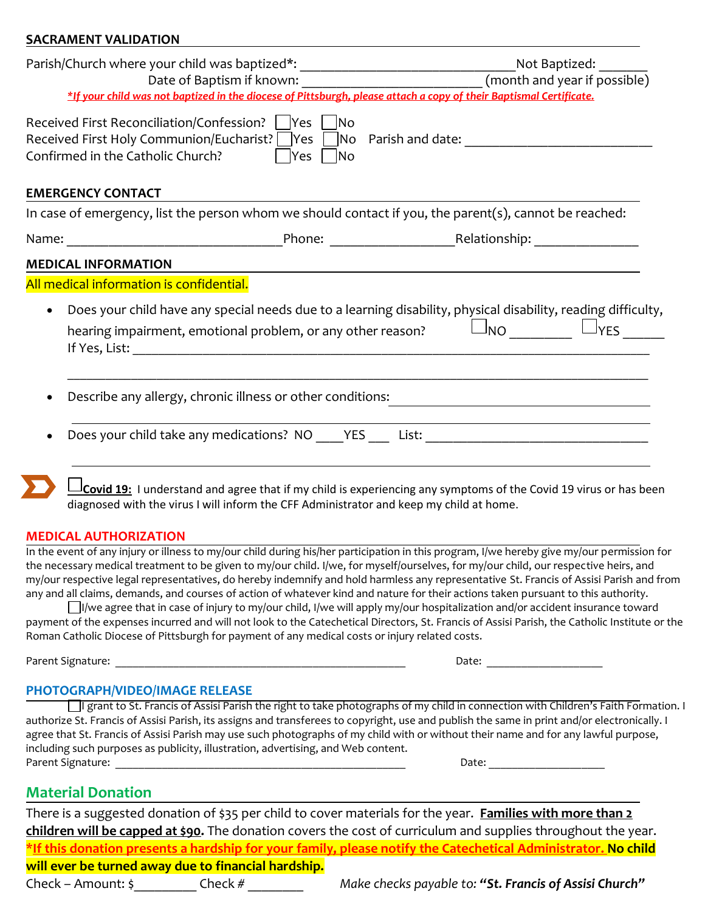## SACRAMENT VALIDATION

Parish/Church where your child was baptized*: ______________________________ Not Baptized: _______

Date of Baptism if known: _________________________ (month and year if possible)

***If your child was not baptized in the diocese of Pittsburgh, please attach a copy of their Baptismal Certificate.***

Received First Reconciliation/Confession? ☐ Yes ☐ No

Received First Holy Communion/Eucharist? ☐ Yes ☐ No Parish and date: ___________________________

Confirmed in the Catholic Church? ☐ Yes ☐ No

## EMERGENCY CONTACT

In case of emergency, list the person whom we should contact if you, the parent(s), cannot be reached:

Name: ______________________________ Phone: _________________ Relationship: _______________

## MEDICAL INFORMATION

All medical information is confidential.

- Does your child have any special needs due to a learning disability, physical disability, reading difficulty, hearing impairment, emotional problem, or any other reason? ☐ NO ________ ☐ YES ______
  If Yes, List: ___________________________________________________________________________

  ________________________________________________________________________________________

- Describe any allergy, chronic illness or other conditions: ____________________________________

  ________________________________________________________________________________________

- Does your child take any medications? NO ____ YES ___ List: ________________________________

  ________________________________________________________________________________________

☐ **Covid 19:** I understand and agree that if my child is experiencing any symptoms of the Covid 19 virus or has been diagnosed with the virus I will inform the CFF Administrator and keep my child at home.

## MEDICAL AUTHORIZATION

In the event of any injury or illness to my/our child during his/her participation in this program, I/we hereby give my/our permission for the necessary medical treatment to be given to my/our child. I/we, for myself/ourselves, for my/our child, our respective heirs, and my/our respective legal representatives, do hereby indemnify and hold harmless any representative St. Francis of Assisi Parish and from any and all claims, demands, and courses of action of whatever kind and nature for their actions taken pursuant to this authority.

☐ I/we agree that in case of injury to my/our child, I/we will apply my/our hospitalization and/or accident insurance toward payment of the expenses incurred and will not look to the Catechetical Directors, St. Francis of Assisi Parish, the Catholic Institute or the Roman Catholic Diocese of Pittsburgh for payment of any medical costs or injury related costs.

Parent Signature: ____________________________________________ Date: ___________________

## PHOTOGRAPH/VIDEO/IMAGE RELEASE

☐ I grant to St. Francis of Assisi Parish the right to take photographs of my child in connection with Children's Faith Formation. I authorize St. Francis of Assisi Parish, its assigns and transferees to copyright, use and publish the same in print and/or electronically. I agree that St. Francis of Assisi Parish may use such photographs of my child with or without their name and for any lawful purpose, including such purposes as publicity, illustration, advertising, and Web content.

Parent Signature: ____________________________________________ Date: ___________________

## Material Donation

There is a suggested donation of $35 per child to cover materials for the year. **Families with more than 2 children will be capped at $90.** The donation covers the cost of curriculum and supplies throughout the year. ***If this donation presents a hardship for your family, please notify the Catechetical Administrator.* No child will ever be turned away due to financial hardship.**

Check – Amount: $_________ Check # ________ *Make checks payable to:* ***"St. Francis of Assisi Church"***